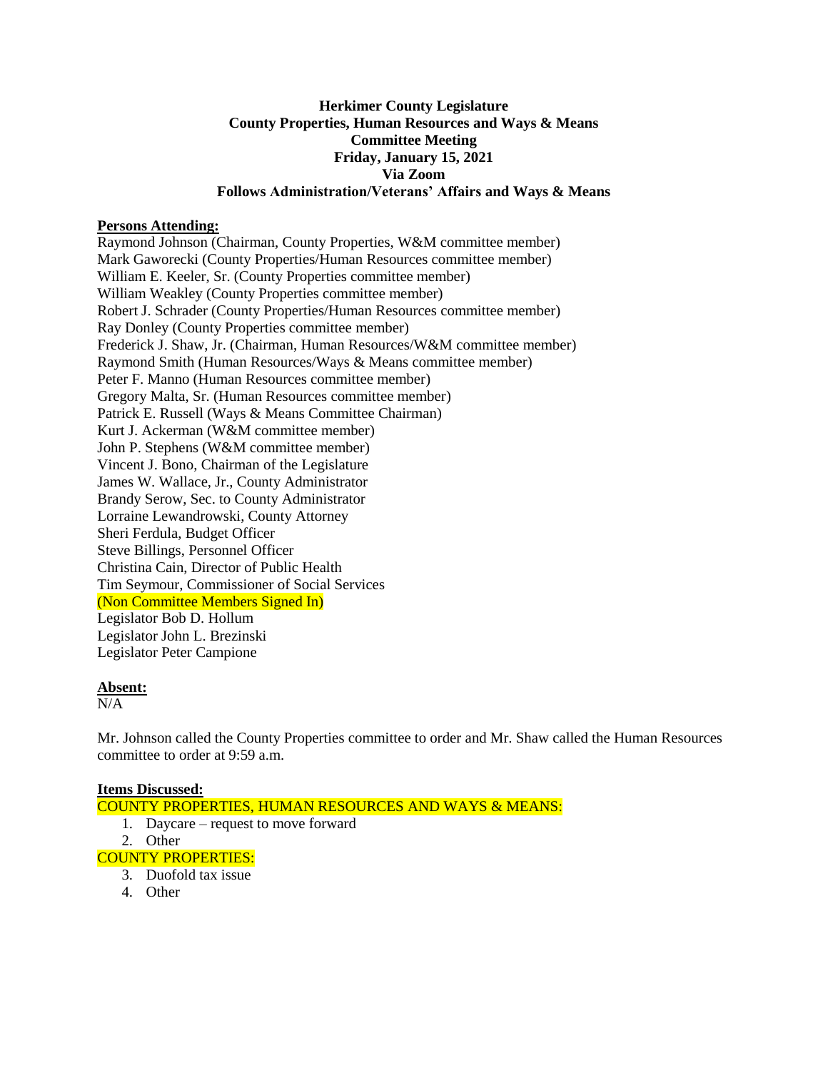**Herkimer County Legislature**
**County Properties, Human Resources and Ways & Means**
**Committee Meeting**
**Friday, January 15, 2021**
**Via Zoom**
**Follows Administration/Veterans' Affairs and Ways & Means**

**Persons Attending:**

Raymond Johnson (Chairman, County Properties, W&M committee member)
Mark Gaworecki (County Properties/Human Resources committee member)
William E. Keeler, Sr. (County Properties committee member)
William Weakley (County Properties committee member)
Robert J. Schrader (County Properties/Human Resources committee member)
Ray Donley (County Properties committee member)
Frederick J. Shaw, Jr. (Chairman, Human Resources/W&M committee member)
Raymond Smith (Human Resources/Ways & Means committee member)
Peter F. Manno (Human Resources committee member)
Gregory Malta, Sr. (Human Resources committee member)
Patrick E. Russell (Ways & Means Committee Chairman)
Kurt J. Ackerman (W&M committee member)
John P. Stephens (W&M committee member)
Vincent J. Bono, Chairman of the Legislature
James W. Wallace, Jr., County Administrator
Brandy Serow, Sec. to County Administrator
Lorraine Lewandrowski, County Attorney
Sheri Ferdula, Budget Officer
Steve Billings, Personnel Officer
Christina Cain, Director of Public Health
Tim Seymour, Commissioner of Social Services
(Non Committee Members Signed In)
Legislator Bob D. Hollum
Legislator John L. Brezinski
Legislator Peter Campione

**Absent:**

N/A

Mr. Johnson called the County Properties committee to order and Mr. Shaw called the Human Resources committee to order at 9:59 a.m.

**Items Discussed:**

COUNTY PROPERTIES, HUMAN RESOURCES AND WAYS & MEANS:

1. Daycare – request to move forward
2. Other

COUNTY PROPERTIES:

3. Duofold tax issue
4. Other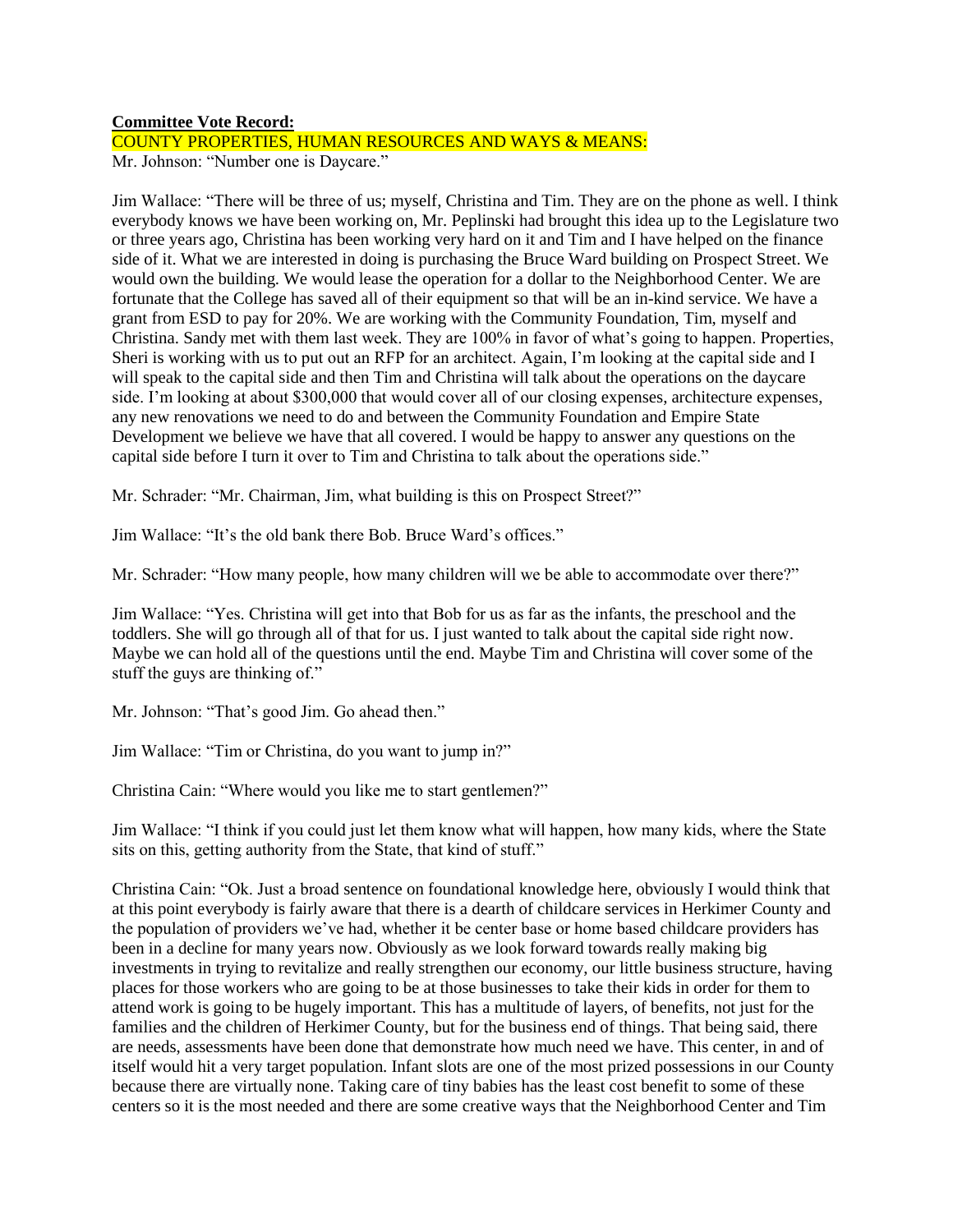**Committee Vote Record:**

COUNTY PROPERTIES, HUMAN RESOURCES AND WAYS & MEANS:

Mr. Johnson: "Number one is Daycare."

Jim Wallace: "There will be three of us; myself, Christina and Tim. They are on the phone as well. I think everybody knows we have been working on, Mr. Peplinski had brought this idea up to the Legislature two or three years ago, Christina has been working very hard on it and Tim and I have helped on the finance side of it. What we are interested in doing is purchasing the Bruce Ward building on Prospect Street. We would own the building. We would lease the operation for a dollar to the Neighborhood Center. We are fortunate that the College has saved all of their equipment so that will be an in-kind service. We have a grant from ESD to pay for 20%. We are working with the Community Foundation, Tim, myself and Christina. Sandy met with them last week. They are 100% in favor of what's going to happen. Properties, Sheri is working with us to put out an RFP for an architect. Again, I'm looking at the capital side and I will speak to the capital side and then Tim and Christina will talk about the operations on the daycare side. I'm looking at about $300,000 that would cover all of our closing expenses, architecture expenses, any new renovations we need to do and between the Community Foundation and Empire State Development we believe we have that all covered. I would be happy to answer any questions on the capital side before I turn it over to Tim and Christina to talk about the operations side."

Mr. Schrader: "Mr. Chairman, Jim, what building is this on Prospect Street?"

Jim Wallace: "It's the old bank there Bob. Bruce Ward's offices."

Mr. Schrader: "How many people, how many children will we be able to accommodate over there?"

Jim Wallace: "Yes. Christina will get into that Bob for us as far as the infants, the preschool and the toddlers. She will go through all of that for us. I just wanted to talk about the capital side right now. Maybe we can hold all of the questions until the end. Maybe Tim and Christina will cover some of the stuff the guys are thinking of."

Mr. Johnson: "That's good Jim. Go ahead then."

Jim Wallace: "Tim or Christina, do you want to jump in?"

Christina Cain: "Where would you like me to start gentlemen?"

Jim Wallace: "I think if you could just let them know what will happen, how many kids, where the State sits on this, getting authority from the State, that kind of stuff."

Christina Cain: "Ok. Just a broad sentence on foundational knowledge here, obviously I would think that at this point everybody is fairly aware that there is a dearth of childcare services in Herkimer County and the population of providers we've had, whether it be center base or home based childcare providers has been in a decline for many years now. Obviously as we look forward towards really making big investments in trying to revitalize and really strengthen our economy, our little business structure, having places for those workers who are going to be at those businesses to take their kids in order for them to attend work is going to be hugely important. This has a multitude of layers, of benefits, not just for the families and the children of Herkimer County, but for the business end of things. That being said, there are needs, assessments have been done that demonstrate how much need we have. This center, in and of itself would hit a very target population. Infant slots are one of the most prized possessions in our County because there are virtually none. Taking care of tiny babies has the least cost benefit to some of these centers so it is the most needed and there are some creative ways that the Neighborhood Center and Tim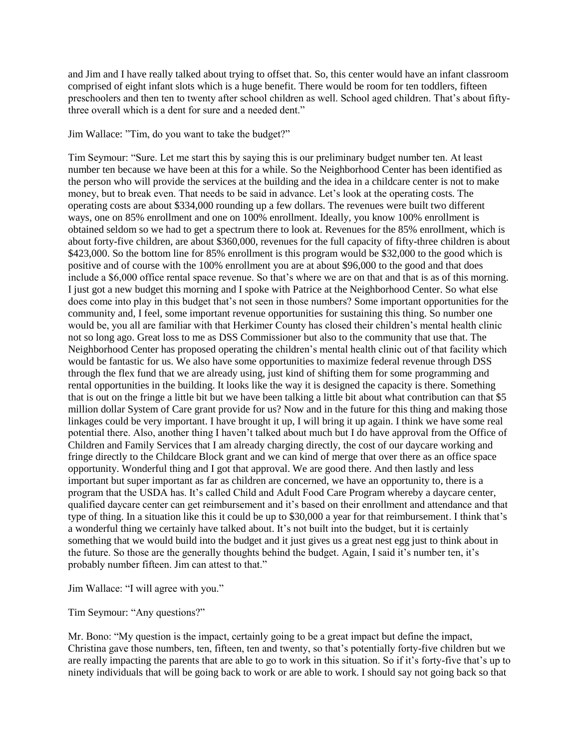and Jim and I have really talked about trying to offset that. So, this center would have an infant classroom comprised of eight infant slots which is a huge benefit. There would be room for ten toddlers, fifteen preschoolers and then ten to twenty after school children as well. School aged children. That's about fifty-three overall which is a dent for sure and a needed dent."

Jim Wallace: "Tim, do you want to take the budget?"

Tim Seymour: "Sure. Let me start this by saying this is our preliminary budget number ten. At least number ten because we have been at this for a while. So the Neighborhood Center has been identified as the person who will provide the services at the building and the idea in a childcare center is not to make money, but to break even. That needs to be said in advance. Let's look at the operating costs. The operating costs are about $334,000 rounding up a few dollars. The revenues were built two different ways, one on 85% enrollment and one on 100% enrollment. Ideally, you know 100% enrollment is obtained seldom so we had to get a spectrum there to look at. Revenues for the 85% enrollment, which is about forty-five children, are about $360,000, revenues for the full capacity of fifty-three children is about $423,000. So the bottom line for 85% enrollment is this program would be $32,000 to the good which is positive and of course with the 100% enrollment you are at about $96,000 to the good and that does include a $6,000 office rental space revenue. So that's where we are on that and that is as of this morning. I just got a new budget this morning and I spoke with Patrice at the Neighborhood Center. So what else does come into play in this budget that's not seen in those numbers? Some important opportunities for the community and, I feel, some important revenue opportunities for sustaining this thing. So number one would be, you all are familiar with that Herkimer County has closed their children's mental health clinic not so long ago. Great loss to me as DSS Commissioner but also to the community that use that. The Neighborhood Center has proposed operating the children's mental health clinic out of that facility which would be fantastic for us. We also have some opportunities to maximize federal revenue through DSS through the flex fund that we are already using, just kind of shifting them for some programming and rental opportunities in the building. It looks like the way it is designed the capacity is there. Something that is out on the fringe a little bit but we have been talking a little bit about what contribution can that $5 million dollar System of Care grant provide for us? Now and in the future for this thing and making those linkages could be very important. I have brought it up, I will bring it up again. I think we have some real potential there. Also, another thing I haven't talked about much but I do have approval from the Office of Children and Family Services that I am already charging directly, the cost of our daycare working and fringe directly to the Childcare Block grant and we can kind of merge that over there as an office space opportunity. Wonderful thing and I got that approval. We are good there. And then lastly and less important but super important as far as children are concerned, we have an opportunity to, there is a program that the USDA has. It's called Child and Adult Food Care Program whereby a daycare center, qualified daycare center can get reimbursement and it's based on their enrollment and attendance and that type of thing. In a situation like this it could be up to $30,000 a year for that reimbursement. I think that's a wonderful thing we certainly have talked about. It's not built into the budget, but it is certainly something that we would build into the budget and it just gives us a great nest egg just to think about in the future. So those are the generally thoughts behind the budget. Again, I said it's number ten, it's probably number fifteen. Jim can attest to that."

Jim Wallace: "I will agree with you."

Tim Seymour: "Any questions?"

Mr. Bono: "My question is the impact, certainly going to be a great impact but define the impact, Christina gave those numbers, ten, fifteen, ten and twenty, so that's potentially forty-five children but we are really impacting the parents that are able to go to work in this situation. So if it's forty-five that's up to ninety individuals that will be going back to work or are able to work. I should say not going back so that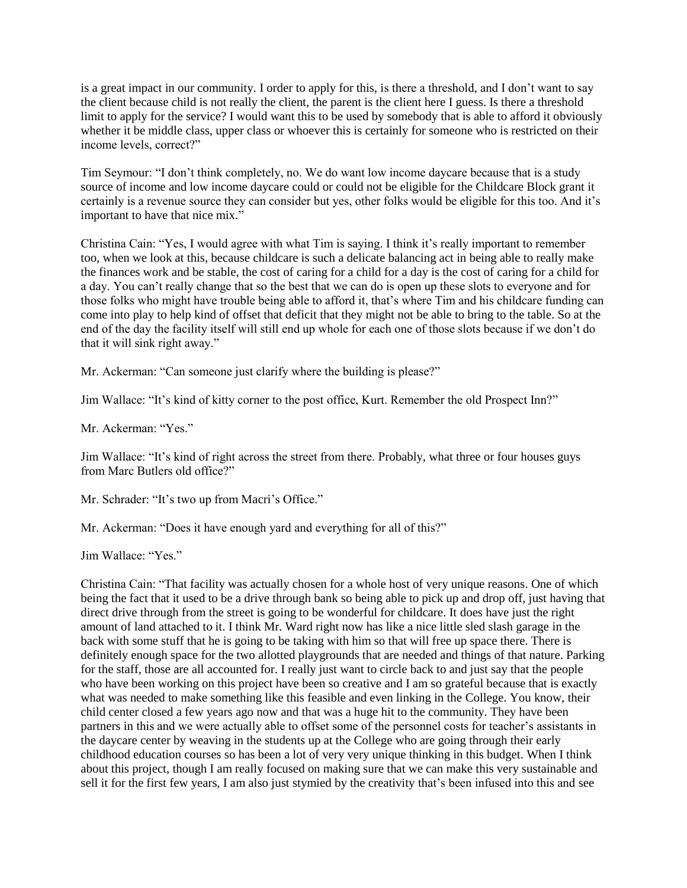is a great impact in our community. I order to apply for this, is there a threshold, and I don't want to say the client because child is not really the client, the parent is the client here I guess. Is there a threshold limit to apply for the service? I would want this to be used by somebody that is able to afford it obviously whether it be middle class, upper class or whoever this is certainly for someone who is restricted on their income levels, correct?"

Tim Seymour: "I don't think completely, no. We do want low income daycare because that is a study source of income and low income daycare could or could not be eligible for the Childcare Block grant it certainly is a revenue source they can consider but yes, other folks would be eligible for this too. And it's important to have that nice mix."

Christina Cain: "Yes, I would agree with what Tim is saying. I think it's really important to remember too, when we look at this, because childcare is such a delicate balancing act in being able to really make the finances work and be stable, the cost of caring for a child for a day is the cost of caring for a child for a day. You can't really change that so the best that we can do is open up these slots to everyone and for those folks who might have trouble being able to afford it, that's where Tim and his childcare funding can come into play to help kind of offset that deficit that they might not be able to bring to the table. So at the end of the day the facility itself will still end up whole for each one of those slots because if we don't do that it will sink right away."

Mr. Ackerman: "Can someone just clarify where the building is please?"

Jim Wallace: "It's kind of kitty corner to the post office, Kurt. Remember the old Prospect Inn?"

Mr. Ackerman: "Yes."

Jim Wallace: "It's kind of right across the street from there. Probably, what three or four houses guys from Marc Butlers old office?"

Mr. Schrader: "It's two up from Macri's Office."

Mr. Ackerman: "Does it have enough yard and everything for all of this?"

Jim Wallace: "Yes."

Christina Cain: "That facility was actually chosen for a whole host of very unique reasons. One of which being the fact that it used to be a drive through bank so being able to pick up and drop off, just having that direct drive through from the street is going to be wonderful for childcare. It does have just the right amount of land attached to it. I think Mr. Ward right now has like a nice little sled slash garage in the back with some stuff that he is going to be taking with him so that will free up space there. There is definitely enough space for the two allotted playgrounds that are needed and things of that nature. Parking for the staff, those are all accounted for. I really just want to circle back to and just say that the people who have been working on this project have been so creative and I am so grateful because that is exactly what was needed to make something like this feasible and even linking in the College. You know, their child center closed a few years ago now and that was a huge hit to the community. They have been partners in this and we were actually able to offset some of the personnel costs for teacher's assistants in the daycare center by weaving in the students up at the College who are going through their early childhood education courses so has been a lot of very very unique thinking in this budget. When I think about this project, though I am really focused on making sure that we can make this very sustainable and sell it for the first few years, I am also just stymied by the creativity that's been infused into this and see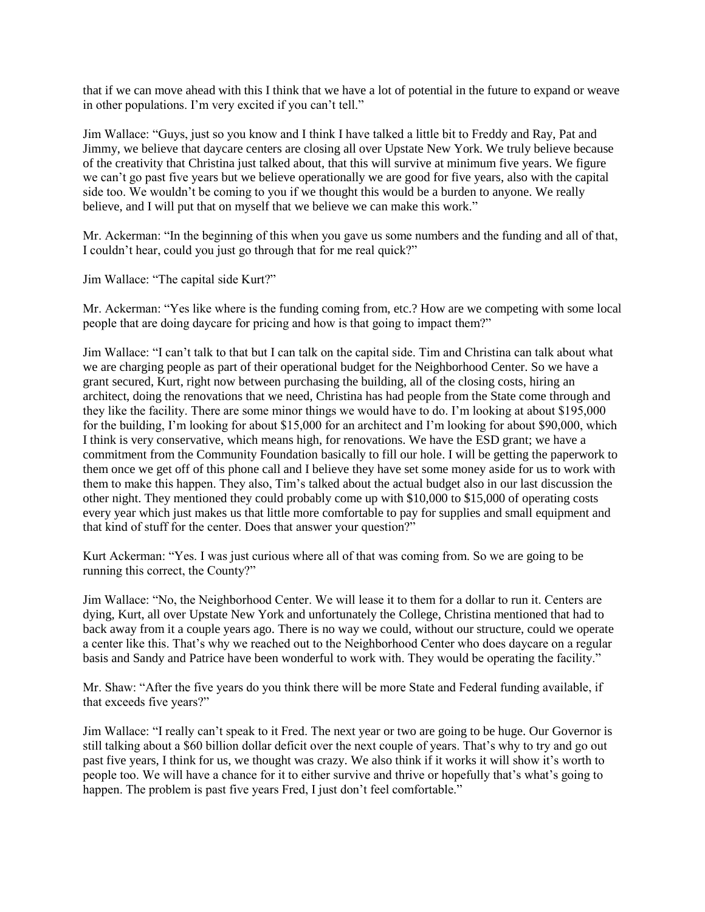that if we can move ahead with this I think that we have a lot of potential in the future to expand or weave in other populations. I'm very excited if you can't tell."

Jim Wallace: "Guys, just so you know and I think I have talked a little bit to Freddy and Ray, Pat and Jimmy, we believe that daycare centers are closing all over Upstate New York. We truly believe because of the creativity that Christina just talked about, that this will survive at minimum five years. We figure we can't go past five years but we believe operationally we are good for five years, also with the capital side too. We wouldn't be coming to you if we thought this would be a burden to anyone. We really believe, and I will put that on myself that we believe we can make this work."

Mr. Ackerman: "In the beginning of this when you gave us some numbers and the funding and all of that, I couldn't hear, could you just go through that for me real quick?"

Jim Wallace: "The capital side Kurt?"

Mr. Ackerman: "Yes like where is the funding coming from, etc.? How are we competing with some local people that are doing daycare for pricing and how is that going to impact them?"

Jim Wallace: "I can't talk to that but I can talk on the capital side. Tim and Christina can talk about what we are charging people as part of their operational budget for the Neighborhood Center. So we have a grant secured, Kurt, right now between purchasing the building, all of the closing costs, hiring an architect, doing the renovations that we need, Christina has had people from the State come through and they like the facility. There are some minor things we would have to do. I'm looking at about $195,000 for the building, I'm looking for about $15,000 for an architect and I'm looking for about $90,000, which I think is very conservative, which means high, for renovations. We have the ESD grant; we have a commitment from the Community Foundation basically to fill our hole. I will be getting the paperwork to them once we get off of this phone call and I believe they have set some money aside for us to work with them to make this happen. They also, Tim's talked about the actual budget also in our last discussion the other night. They mentioned they could probably come up with $10,000 to $15,000 of operating costs every year which just makes us that little more comfortable to pay for supplies and small equipment and that kind of stuff for the center. Does that answer your question?"

Kurt Ackerman: "Yes. I was just curious where all of that was coming from. So we are going to be running this correct, the County?"

Jim Wallace: "No, the Neighborhood Center. We will lease it to them for a dollar to run it. Centers are dying, Kurt, all over Upstate New York and unfortunately the College, Christina mentioned that had to back away from it a couple years ago. There is no way we could, without our structure, could we operate a center like this. That's why we reached out to the Neighborhood Center who does daycare on a regular basis and Sandy and Patrice have been wonderful to work with. They would be operating the facility."

Mr. Shaw: "After the five years do you think there will be more State and Federal funding available, if that exceeds five years?"

Jim Wallace: "I really can't speak to it Fred. The next year or two are going to be huge. Our Governor is still talking about a $60 billion dollar deficit over the next couple of years. That's why to try and go out past five years, I think for us, we thought was crazy. We also think if it works it will show it's worth to people too. We will have a chance for it to either survive and thrive or hopefully that's what's going to happen. The problem is past five years Fred, I just don't feel comfortable."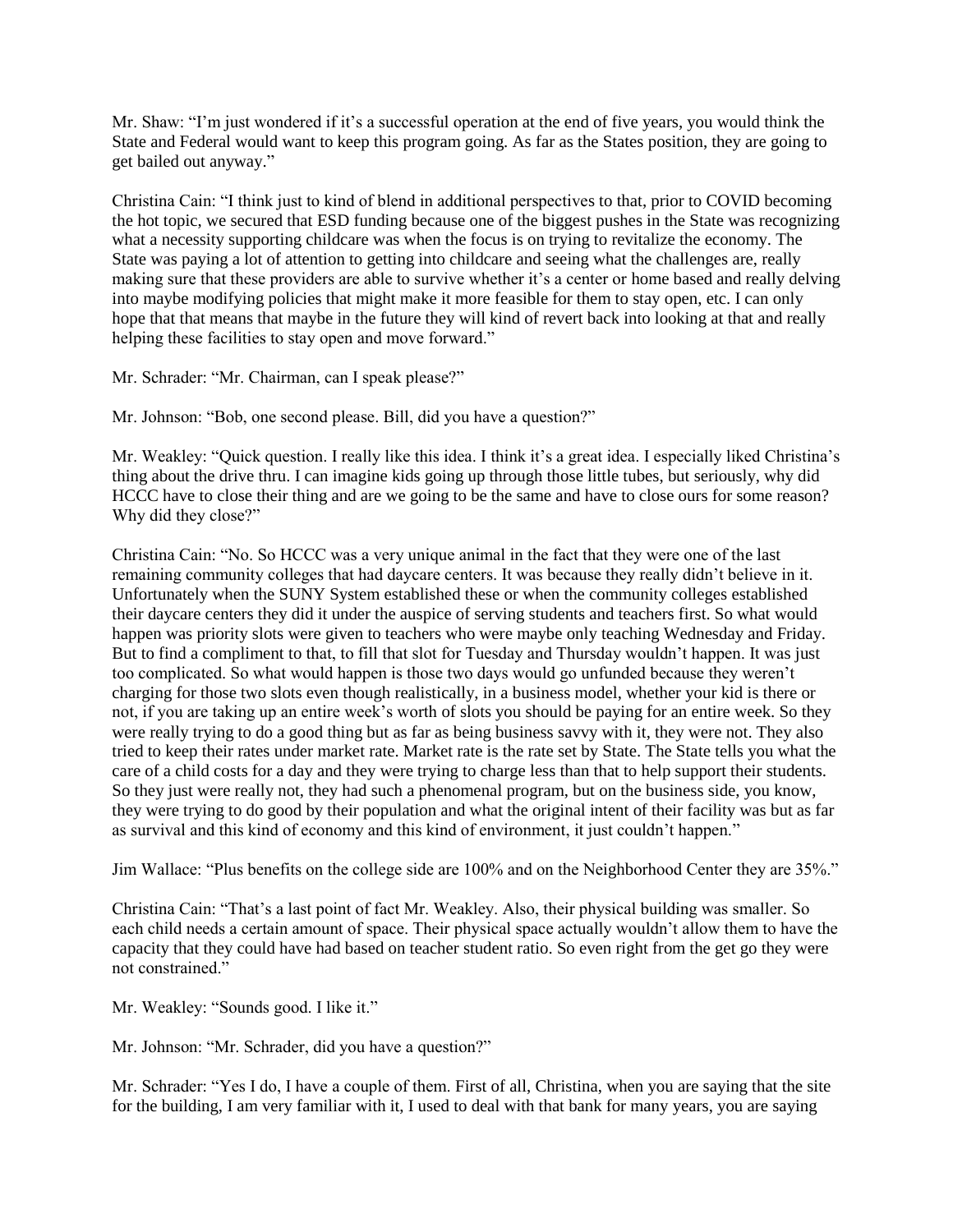Mr. Shaw: "I'm just wondered if it's a successful operation at the end of five years, you would think the State and Federal would want to keep this program going. As far as the States position, they are going to get bailed out anyway."

Christina Cain: "I think just to kind of blend in additional perspectives to that, prior to COVID becoming the hot topic, we secured that ESD funding because one of the biggest pushes in the State was recognizing what a necessity supporting childcare was when the focus is on trying to revitalize the economy. The State was paying a lot of attention to getting into childcare and seeing what the challenges are, really making sure that these providers are able to survive whether it's a center or home based and really delving into maybe modifying policies that might make it more feasible for them to stay open, etc. I can only hope that that means that maybe in the future they will kind of revert back into looking at that and really helping these facilities to stay open and move forward."

Mr. Schrader: "Mr. Chairman, can I speak please?"

Mr. Johnson: "Bob, one second please. Bill, did you have a question?"

Mr. Weakley: "Quick question. I really like this idea. I think it's a great idea. I especially liked Christina's thing about the drive thru. I can imagine kids going up through those little tubes, but seriously, why did HCCC have to close their thing and are we going to be the same and have to close ours for some reason? Why did they close?"

Christina Cain: "No. So HCCC was a very unique animal in the fact that they were one of the last remaining community colleges that had daycare centers. It was because they really didn't believe in it. Unfortunately when the SUNY System established these or when the community colleges established their daycare centers they did it under the auspice of serving students and teachers first. So what would happen was priority slots were given to teachers who were maybe only teaching Wednesday and Friday. But to find a compliment to that, to fill that slot for Tuesday and Thursday wouldn't happen. It was just too complicated. So what would happen is those two days would go unfunded because they weren't charging for those two slots even though realistically, in a business model, whether your kid is there or not, if you are taking up an entire week's worth of slots you should be paying for an entire week. So they were really trying to do a good thing but as far as being business savvy with it, they were not. They also tried to keep their rates under market rate. Market rate is the rate set by State. The State tells you what the care of a child costs for a day and they were trying to charge less than that to help support their students. So they just were really not, they had such a phenomenal program, but on the business side, you know, they were trying to do good by their population and what the original intent of their facility was but as far as survival and this kind of economy and this kind of environment, it just couldn't happen."

Jim Wallace: "Plus benefits on the college side are 100% and on the Neighborhood Center they are 35%."

Christina Cain: "That's a last point of fact Mr. Weakley. Also, their physical building was smaller. So each child needs a certain amount of space. Their physical space actually wouldn't allow them to have the capacity that they could have had based on teacher student ratio. So even right from the get go they were not constrained."

Mr. Weakley: "Sounds good. I like it."

Mr. Johnson: "Mr. Schrader, did you have a question?"

Mr. Schrader: "Yes I do, I have a couple of them. First of all, Christina, when you are saying that the site for the building, I am very familiar with it, I used to deal with that bank for many years, you are saying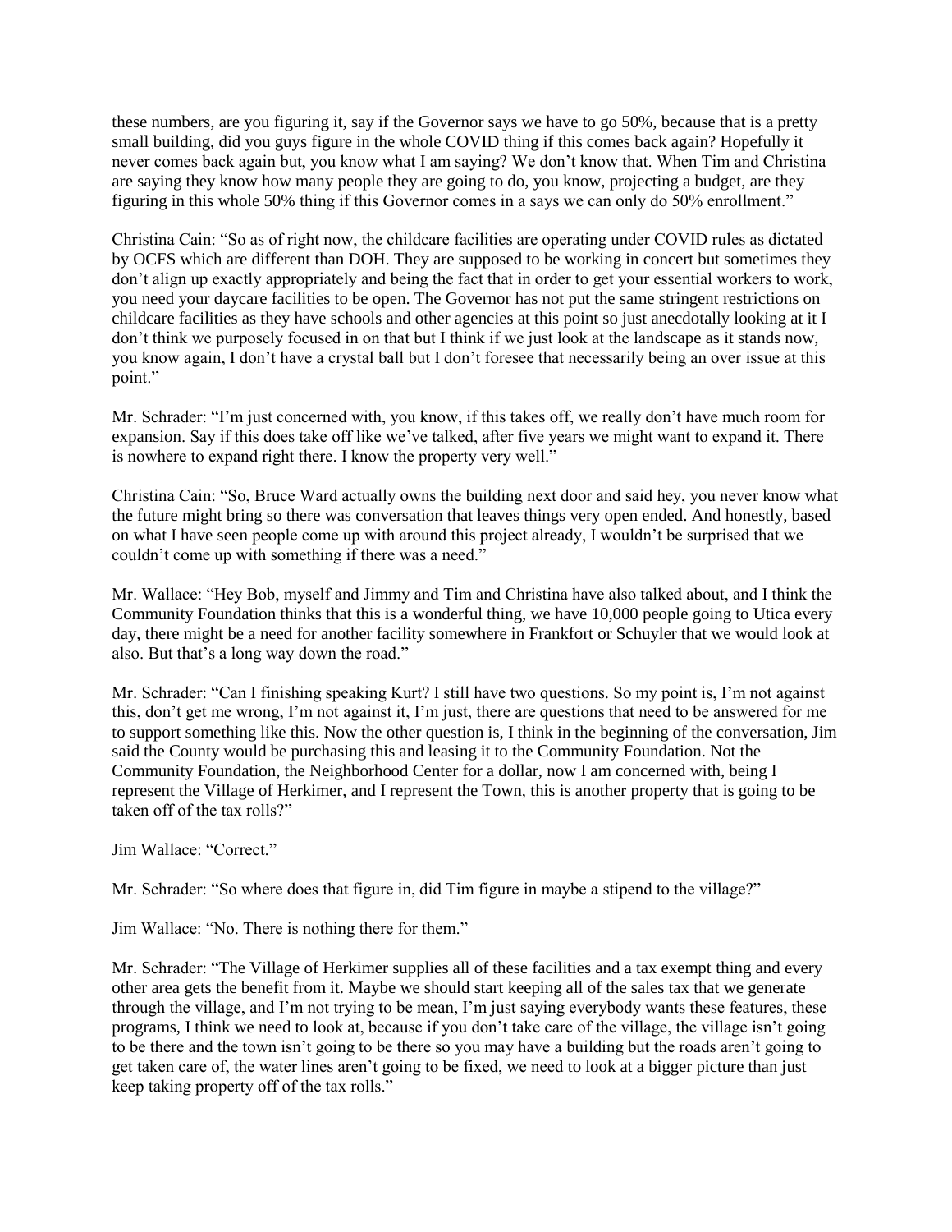these numbers, are you figuring it, say if the Governor says we have to go 50%, because that is a pretty small building, did you guys figure in the whole COVID thing if this comes back again? Hopefully it never comes back again but, you know what I am saying? We don't know that. When Tim and Christina are saying they know how many people they are going to do, you know, projecting a budget, are they figuring in this whole 50% thing if this Governor comes in a says we can only do 50% enrollment."

Christina Cain: "So as of right now, the childcare facilities are operating under COVID rules as dictated by OCFS which are different than DOH. They are supposed to be working in concert but sometimes they don't align up exactly appropriately and being the fact that in order to get your essential workers to work, you need your daycare facilities to be open. The Governor has not put the same stringent restrictions on childcare facilities as they have schools and other agencies at this point so just anecdotally looking at it I don't think we purposely focused in on that but I think if we just look at the landscape as it stands now, you know again, I don't have a crystal ball but I don't foresee that necessarily being an over issue at this point."

Mr. Schrader: "I'm just concerned with, you know, if this takes off, we really don't have much room for expansion. Say if this does take off like we've talked, after five years we might want to expand it. There is nowhere to expand right there. I know the property very well."

Christina Cain: "So, Bruce Ward actually owns the building next door and said hey, you never know what the future might bring so there was conversation that leaves things very open ended. And honestly, based on what I have seen people come up with around this project already, I wouldn't be surprised that we couldn't come up with something if there was a need."

Mr. Wallace: "Hey Bob, myself and Jimmy and Tim and Christina have also talked about, and I think the Community Foundation thinks that this is a wonderful thing, we have 10,000 people going to Utica every day, there might be a need for another facility somewhere in Frankfort or Schuyler that we would look at also. But that's a long way down the road."

Mr. Schrader: "Can I finishing speaking Kurt? I still have two questions. So my point is, I'm not against this, don't get me wrong, I'm not against it, I'm just, there are questions that need to be answered for me to support something like this. Now the other question is, I think in the beginning of the conversation, Jim said the County would be purchasing this and leasing it to the Community Foundation. Not the Community Foundation, the Neighborhood Center for a dollar, now I am concerned with, being I represent the Village of Herkimer, and I represent the Town, this is another property that is going to be taken off of the tax rolls?"

Jim Wallace: "Correct."

Mr. Schrader: "So where does that figure in, did Tim figure in maybe a stipend to the village?"

Jim Wallace: "No. There is nothing there for them."

Mr. Schrader: "The Village of Herkimer supplies all of these facilities and a tax exempt thing and every other area gets the benefit from it. Maybe we should start keeping all of the sales tax that we generate through the village, and I'm not trying to be mean, I'm just saying everybody wants these features, these programs, I think we need to look at, because if you don't take care of the village, the village isn't going to be there and the town isn't going to be there so you may have a building but the roads aren't going to get taken care of, the water lines aren't going to be fixed, we need to look at a bigger picture than just keep taking property off of the tax rolls."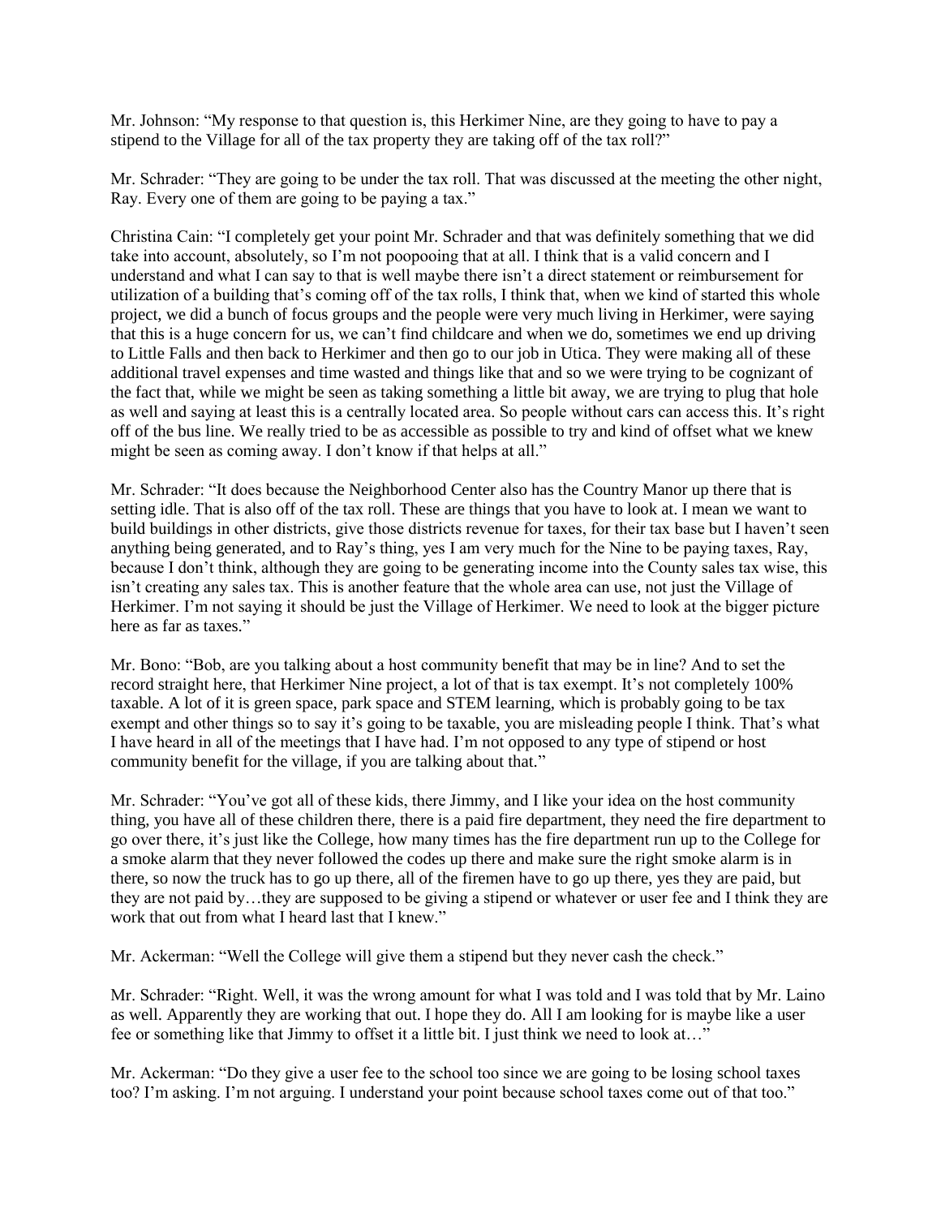Mr. Johnson: "My response to that question is, this Herkimer Nine, are they going to have to pay a stipend to the Village for all of the tax property they are taking off of the tax roll?"

Mr. Schrader: "They are going to be under the tax roll. That was discussed at the meeting the other night, Ray. Every one of them are going to be paying a tax."

Christina Cain: "I completely get your point Mr. Schrader and that was definitely something that we did take into account, absolutely, so I'm not poopooing that at all. I think that is a valid concern and I understand and what I can say to that is well maybe there isn't a direct statement or reimbursement for utilization of a building that's coming off of the tax rolls, I think that, when we kind of started this whole project, we did a bunch of focus groups and the people were very much living in Herkimer, were saying that this is a huge concern for us, we can't find childcare and when we do, sometimes we end up driving to Little Falls and then back to Herkimer and then go to our job in Utica. They were making all of these additional travel expenses and time wasted and things like that and so we were trying to be cognizant of the fact that, while we might be seen as taking something a little bit away, we are trying to plug that hole as well and saying at least this is a centrally located area. So people without cars can access this. It's right off of the bus line. We really tried to be as accessible as possible to try and kind of offset what we knew might be seen as coming away. I don't know if that helps at all."

Mr. Schrader: "It does because the Neighborhood Center also has the Country Manor up there that is setting idle. That is also off of the tax roll. These are things that you have to look at. I mean we want to build buildings in other districts, give those districts revenue for taxes, for their tax base but I haven't seen anything being generated, and to Ray's thing, yes I am very much for the Nine to be paying taxes, Ray, because I don't think, although they are going to be generating income into the County sales tax wise, this isn't creating any sales tax. This is another feature that the whole area can use, not just the Village of Herkimer. I'm not saying it should be just the Village of Herkimer. We need to look at the bigger picture here as far as taxes."

Mr. Bono: "Bob, are you talking about a host community benefit that may be in line? And to set the record straight here, that Herkimer Nine project, a lot of that is tax exempt. It's not completely 100% taxable. A lot of it is green space, park space and STEM learning, which is probably going to be tax exempt and other things so to say it's going to be taxable, you are misleading people I think. That's what I have heard in all of the meetings that I have had. I'm not opposed to any type of stipend or host community benefit for the village, if you are talking about that."

Mr. Schrader: "You've got all of these kids, there Jimmy, and I like your idea on the host community thing, you have all of these children there, there is a paid fire department, they need the fire department to go over there, it's just like the College, how many times has the fire department run up to the College for a smoke alarm that they never followed the codes up there and make sure the right smoke alarm is in there, so now the truck has to go up there, all of the firemen have to go up there, yes they are paid, but they are not paid by…they are supposed to be giving a stipend or whatever or user fee and I think they are work that out from what I heard last that I knew."

Mr. Ackerman: "Well the College will give them a stipend but they never cash the check."

Mr. Schrader: "Right. Well, it was the wrong amount for what I was told and I was told that by Mr. Laino as well. Apparently they are working that out. I hope they do. All I am looking for is maybe like a user fee or something like that Jimmy to offset it a little bit. I just think we need to look at…"

Mr. Ackerman: "Do they give a user fee to the school too since we are going to be losing school taxes too? I'm asking. I'm not arguing. I understand your point because school taxes come out of that too."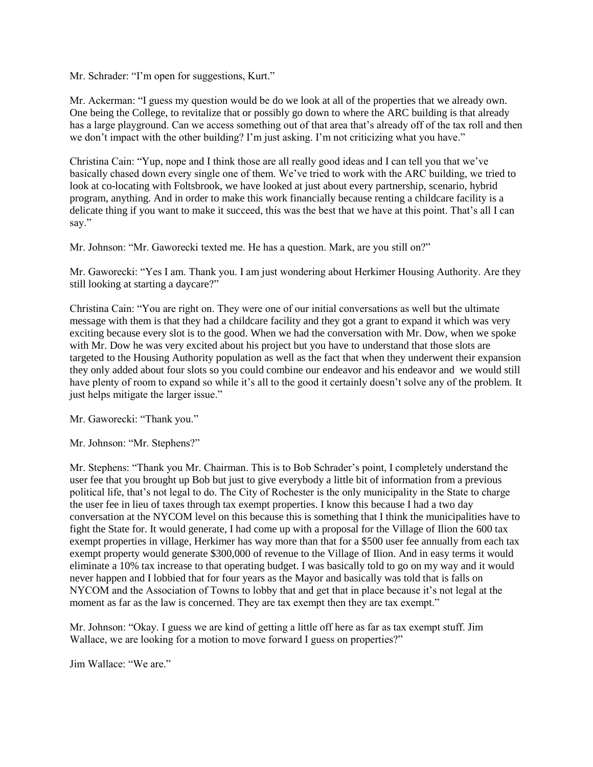Mr. Schrader: "I'm open for suggestions, Kurt."

Mr. Ackerman: "I guess my question would be do we look at all of the properties that we already own. One being the College, to revitalize that or possibly go down to where the ARC building is that already has a large playground. Can we access something out of that area that's already off of the tax roll and then we don't impact with the other building? I'm just asking. I'm not criticizing what you have."

Christina Cain: "Yup, nope and I think those are all really good ideas and I can tell you that we've basically chased down every single one of them. We've tried to work with the ARC building, we tried to look at co-locating with Foltsbrook, we have looked at just about every partnership, scenario, hybrid program, anything. And in order to make this work financially because renting a childcare facility is a delicate thing if you want to make it succeed, this was the best that we have at this point. That's all I can say."

Mr. Johnson: "Mr. Gaworecki texted me. He has a question. Mark, are you still on?"

Mr. Gaworecki: "Yes I am. Thank you. I am just wondering about Herkimer Housing Authority. Are they still looking at starting a daycare?"

Christina Cain: "You are right on. They were one of our initial conversations as well but the ultimate message with them is that they had a childcare facility and they got a grant to expand it which was very exciting because every slot is to the good. When we had the conversation with Mr. Dow, when we spoke with Mr. Dow he was very excited about his project but you have to understand that those slots are targeted to the Housing Authority population as well as the fact that when they underwent their expansion they only added about four slots so you could combine our endeavor and his endeavor and we would still have plenty of room to expand so while it's all to the good it certainly doesn't solve any of the problem. It just helps mitigate the larger issue."

Mr. Gaworecki: "Thank you."

Mr. Johnson: "Mr. Stephens?"

Mr. Stephens: "Thank you Mr. Chairman. This is to Bob Schrader's point, I completely understand the user fee that you brought up Bob but just to give everybody a little bit of information from a previous political life, that's not legal to do. The City of Rochester is the only municipality in the State to charge the user fee in lieu of taxes through tax exempt properties. I know this because I had a two day conversation at the NYCOM level on this because this is something that I think the municipalities have to fight the State for. It would generate, I had come up with a proposal for the Village of Ilion the 600 tax exempt properties in village, Herkimer has way more than that for a $500 user fee annually from each tax exempt property would generate $300,000 of revenue to the Village of Ilion. And in easy terms it would eliminate a 10% tax increase to that operating budget. I was basically told to go on my way and it would never happen and I lobbied that for four years as the Mayor and basically was told that is falls on NYCOM and the Association of Towns to lobby that and get that in place because it's not legal at the moment as far as the law is concerned. They are tax exempt then they are tax exempt."

Mr. Johnson: "Okay. I guess we are kind of getting a little off here as far as tax exempt stuff. Jim Wallace, we are looking for a motion to move forward I guess on properties?"

Jim Wallace: "We are."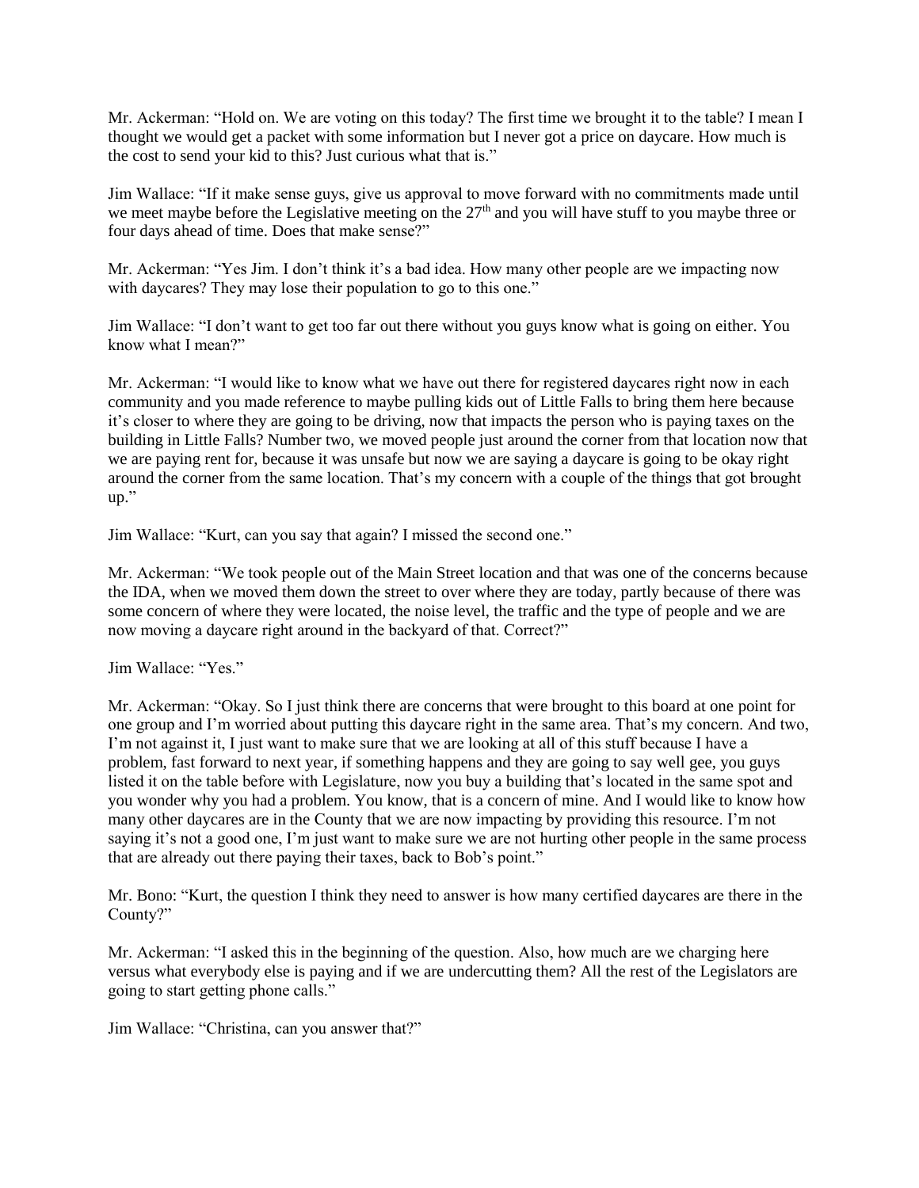Mr. Ackerman: "Hold on. We are voting on this today? The first time we brought it to the table? I mean I thought we would get a packet with some information but I never got a price on daycare. How much is the cost to send your kid to this? Just curious what that is."

Jim Wallace: "If it make sense guys, give us approval to move forward with no commitments made until we meet maybe before the Legislative meeting on the 27th and you will have stuff to you maybe three or four days ahead of time. Does that make sense?"

Mr. Ackerman: "Yes Jim. I don't think it's a bad idea. How many other people are we impacting now with daycares? They may lose their population to go to this one."

Jim Wallace: "I don't want to get too far out there without you guys know what is going on either. You know what I mean?"

Mr. Ackerman: "I would like to know what we have out there for registered daycares right now in each community and you made reference to maybe pulling kids out of Little Falls to bring them here because it's closer to where they are going to be driving, now that impacts the person who is paying taxes on the building in Little Falls? Number two, we moved people just around the corner from that location now that we are paying rent for, because it was unsafe but now we are saying a daycare is going to be okay right around the corner from the same location. That's my concern with a couple of the things that got brought up."

Jim Wallace: "Kurt, can you say that again? I missed the second one."

Mr. Ackerman: "We took people out of the Main Street location and that was one of the concerns because the IDA, when we moved them down the street to over where they are today, partly because of there was some concern of where they were located, the noise level, the traffic and the type of people and we are now moving a daycare right around in the backyard of that. Correct?"

Jim Wallace: "Yes."

Mr. Ackerman: "Okay. So I just think there are concerns that were brought to this board at one point for one group and I'm worried about putting this daycare right in the same area. That's my concern. And two, I'm not against it, I just want to make sure that we are looking at all of this stuff because I have a problem, fast forward to next year, if something happens and they are going to say well gee, you guys listed it on the table before with Legislature, now you buy a building that's located in the same spot and you wonder why you had a problem. You know, that is a concern of mine. And I would like to know how many other daycares are in the County that we are now impacting by providing this resource. I'm not saying it's not a good one, I'm just want to make sure we are not hurting other people in the same process that are already out there paying their taxes, back to Bob's point."

Mr. Bono: "Kurt, the question I think they need to answer is how many certified daycares are there in the County?"

Mr. Ackerman: "I asked this in the beginning of the question. Also, how much are we charging here versus what everybody else is paying and if we are undercutting them? All the rest of the Legislators are going to start getting phone calls."

Jim Wallace: "Christina, can you answer that?"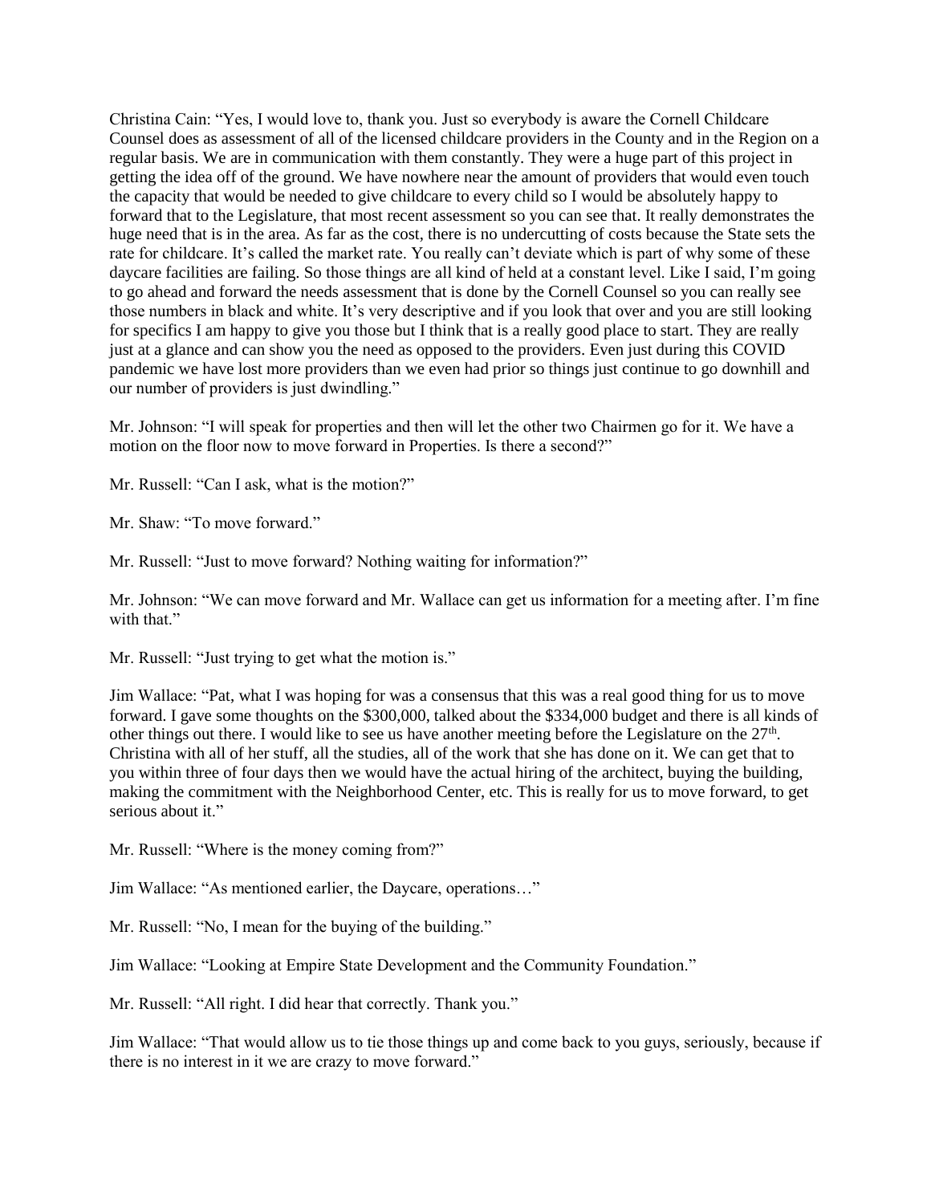Christina Cain: "Yes, I would love to, thank you. Just so everybody is aware the Cornell Childcare Counsel does as assessment of all of the licensed childcare providers in the County and in the Region on a regular basis. We are in communication with them constantly. They were a huge part of this project in getting the idea off of the ground. We have nowhere near the amount of providers that would even touch the capacity that would be needed to give childcare to every child so I would be absolutely happy to forward that to the Legislature, that most recent assessment so you can see that. It really demonstrates the huge need that is in the area. As far as the cost, there is no undercutting of costs because the State sets the rate for childcare. It's called the market rate. You really can't deviate which is part of why some of these daycare facilities are failing. So those things are all kind of held at a constant level. Like I said, I'm going to go ahead and forward the needs assessment that is done by the Cornell Counsel so you can really see those numbers in black and white. It's very descriptive and if you look that over and you are still looking for specifics I am happy to give you those but I think that is a really good place to start. They are really just at a glance and can show you the need as opposed to the providers. Even just during this COVID pandemic we have lost more providers than we even had prior so things just continue to go downhill and our number of providers is just dwindling."

Mr. Johnson: "I will speak for properties and then will let the other two Chairmen go for it. We have a motion on the floor now to move forward in Properties. Is there a second?"

Mr. Russell: "Can I ask, what is the motion?"

Mr. Shaw: "To move forward."

Mr. Russell: "Just to move forward? Nothing waiting for information?"

Mr. Johnson: "We can move forward and Mr. Wallace can get us information for a meeting after. I'm fine with that."

Mr. Russell: "Just trying to get what the motion is."

Jim Wallace: "Pat, what I was hoping for was a consensus that this was a real good thing for us to move forward. I gave some thoughts on the $300,000, talked about the $334,000 budget and there is all kinds of other things out there. I would like to see us have another meeting before the Legislature on the 27th. Christina with all of her stuff, all the studies, all of the work that she has done on it. We can get that to you within three of four days then we would have the actual hiring of the architect, buying the building, making the commitment with the Neighborhood Center, etc. This is really for us to move forward, to get serious about it."

Mr. Russell: "Where is the money coming from?"

Jim Wallace: "As mentioned earlier, the Daycare, operations…"

Mr. Russell: "No, I mean for the buying of the building."

Jim Wallace: "Looking at Empire State Development and the Community Foundation."

Mr. Russell: "All right. I did hear that correctly. Thank you."

Jim Wallace: "That would allow us to tie those things up and come back to you guys, seriously, because if there is no interest in it we are crazy to move forward."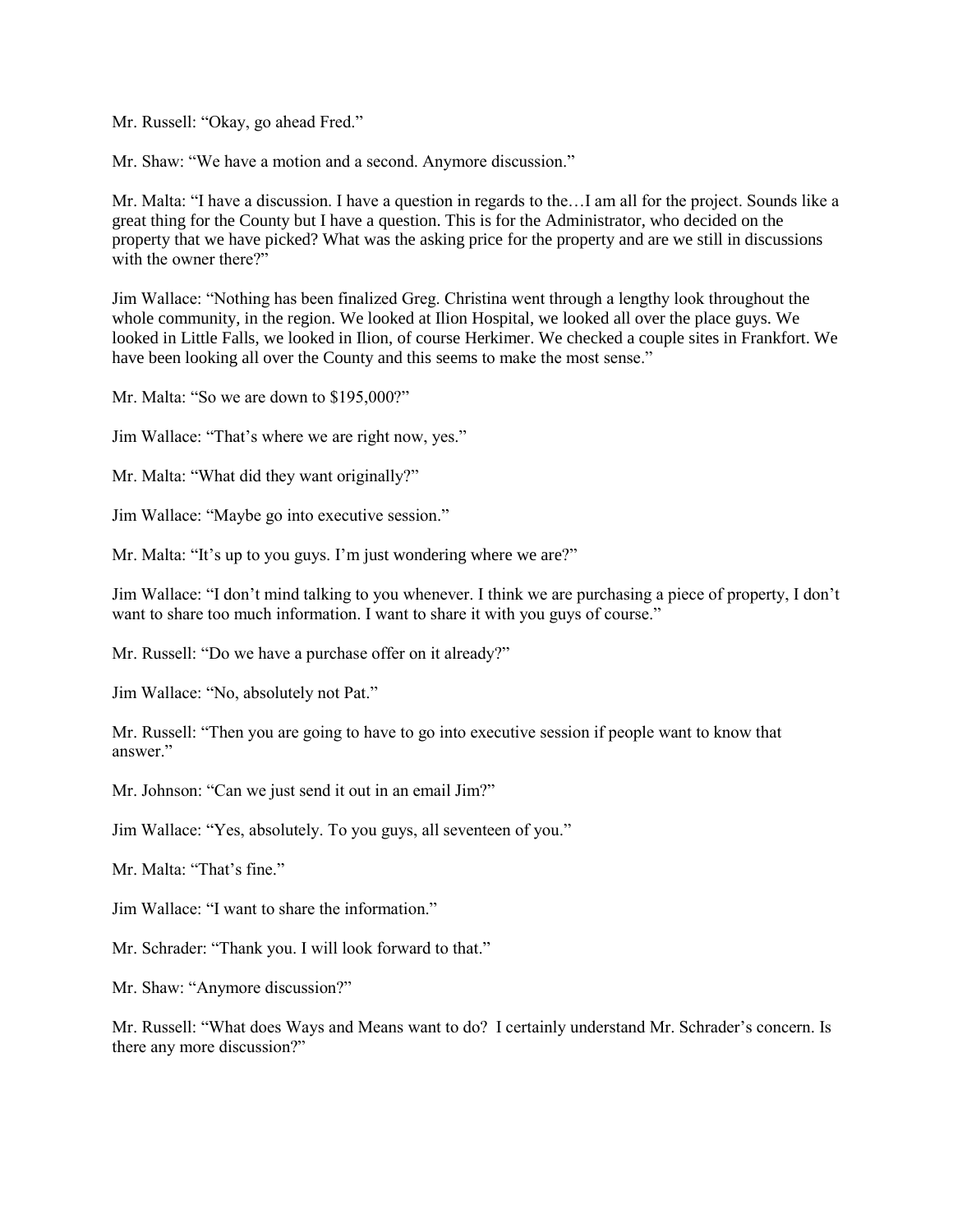Mr. Russell: "Okay, go ahead Fred."

Mr. Shaw: "We have a motion and a second. Anymore discussion."

Mr. Malta: "I have a discussion. I have a question in regards to the…I am all for the project. Sounds like a great thing for the County but I have a question. This is for the Administrator, who decided on the property that we have picked? What was the asking price for the property and are we still in discussions with the owner there?"

Jim Wallace: "Nothing has been finalized Greg. Christina went through a lengthy look throughout the whole community, in the region. We looked at Ilion Hospital, we looked all over the place guys. We looked in Little Falls, we looked in Ilion, of course Herkimer. We checked a couple sites in Frankfort. We have been looking all over the County and this seems to make the most sense."

Mr. Malta: "So we are down to $195,000?"

Jim Wallace: "That's where we are right now, yes."

Mr. Malta: "What did they want originally?"

Jim Wallace: "Maybe go into executive session."

Mr. Malta: "It's up to you guys. I'm just wondering where we are?"

Jim Wallace: "I don't mind talking to you whenever. I think we are purchasing a piece of property, I don't want to share too much information. I want to share it with you guys of course."

Mr. Russell: "Do we have a purchase offer on it already?"

Jim Wallace: "No, absolutely not Pat."

Mr. Russell: "Then you are going to have to go into executive session if people want to know that answer."

Mr. Johnson: "Can we just send it out in an email Jim?"

Jim Wallace: "Yes, absolutely. To you guys, all seventeen of you."

Mr. Malta: "That's fine."

Jim Wallace: "I want to share the information."

Mr. Schrader: "Thank you. I will look forward to that."

Mr. Shaw: "Anymore discussion?"

Mr. Russell: "What does Ways and Means want to do? I certainly understand Mr. Schrader's concern. Is there any more discussion?"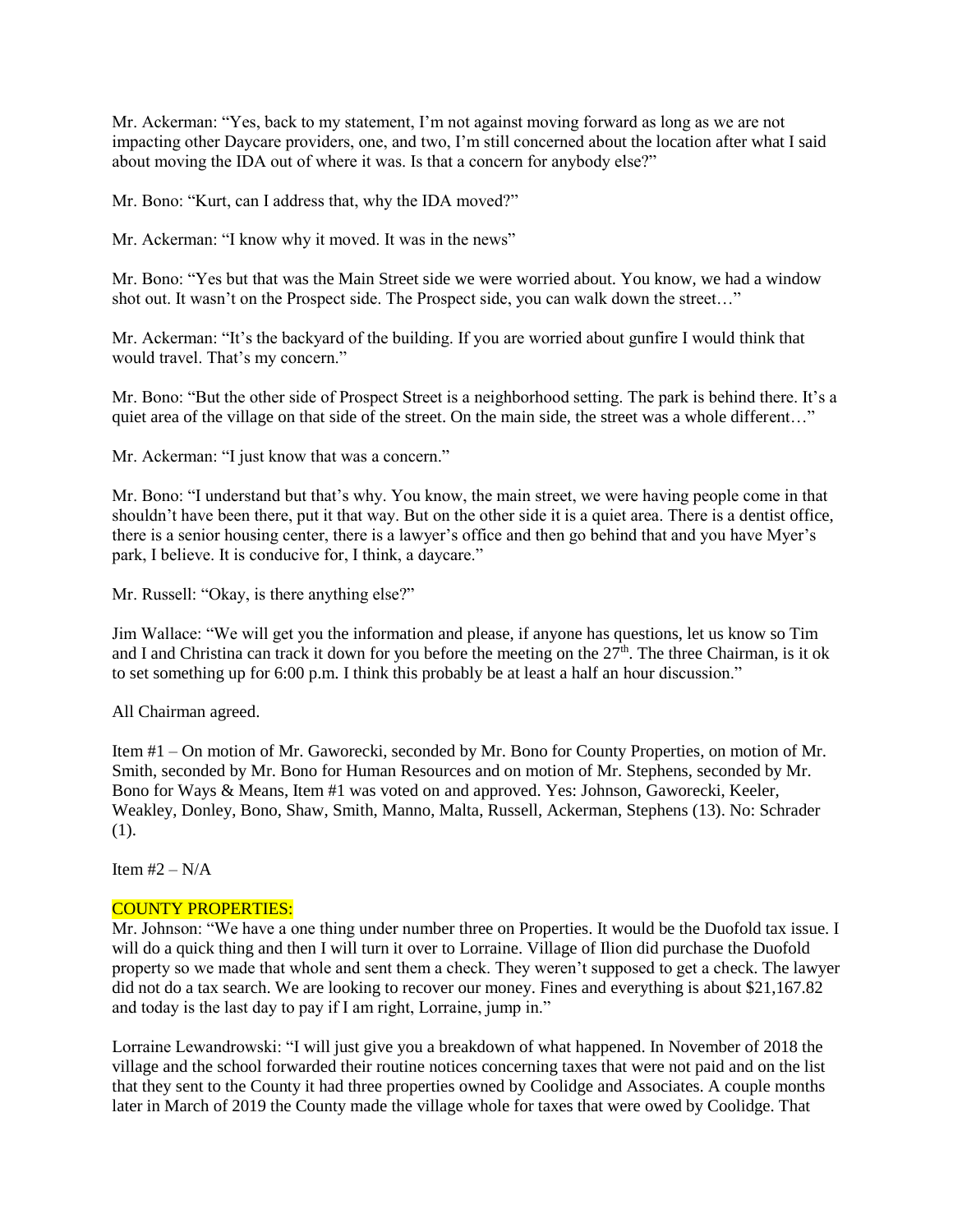Mr. Ackerman: "Yes, back to my statement, I'm not against moving forward as long as we are not impacting other Daycare providers, one, and two, I'm still concerned about the location after what I said about moving the IDA out of where it was. Is that a concern for anybody else?"

Mr. Bono: "Kurt, can I address that, why the IDA moved?"

Mr. Ackerman: "I know why it moved. It was in the news"

Mr. Bono: "Yes but that was the Main Street side we were worried about. You know, we had a window shot out. It wasn't on the Prospect side. The Prospect side, you can walk down the street…"

Mr. Ackerman: "It's the backyard of the building. If you are worried about gunfire I would think that would travel. That's my concern."

Mr. Bono: "But the other side of Prospect Street is a neighborhood setting. The park is behind there. It's a quiet area of the village on that side of the street. On the main side, the street was a whole different…"

Mr. Ackerman: "I just know that was a concern."

Mr. Bono: "I understand but that's why. You know, the main street, we were having people come in that shouldn't have been there, put it that way. But on the other side it is a quiet area. There is a dentist office, there is a senior housing center, there is a lawyer's office and then go behind that and you have Myer's park, I believe. It is conducive for, I think, a daycare."

Mr. Russell: "Okay, is there anything else?"

Jim Wallace: "We will get you the information and please, if anyone has questions, let us know so Tim and I and Christina can track it down for you before the meeting on the 27th. The three Chairman, is it ok to set something up for 6:00 p.m. I think this probably be at least a half an hour discussion."

All Chairman agreed.

Item #1 – On motion of Mr. Gaworecki, seconded by Mr. Bono for County Properties, on motion of Mr. Smith, seconded by Mr. Bono for Human Resources and on motion of Mr. Stephens, seconded by Mr. Bono for Ways & Means, Item #1 was voted on and approved. Yes: Johnson, Gaworecki, Keeler, Weakley, Donley, Bono, Shaw, Smith, Manno, Malta, Russell, Ackerman, Stephens (13). No: Schrader (1).

Item #2 – N/A

## COUNTY PROPERTIES:

Mr. Johnson: "We have a one thing under number three on Properties. It would be the Duofold tax issue. I will do a quick thing and then I will turn it over to Lorraine. Village of Ilion did purchase the Duofold property so we made that whole and sent them a check. They weren't supposed to get a check. The lawyer did not do a tax search. We are looking to recover our money. Fines and everything is about $21,167.82 and today is the last day to pay if I am right, Lorraine, jump in."

Lorraine Lewandrowski: "I will just give you a breakdown of what happened. In November of 2018 the village and the school forwarded their routine notices concerning taxes that were not paid and on the list that they sent to the County it had three properties owned by Coolidge and Associates. A couple months later in March of 2019 the County made the village whole for taxes that were owed by Coolidge. That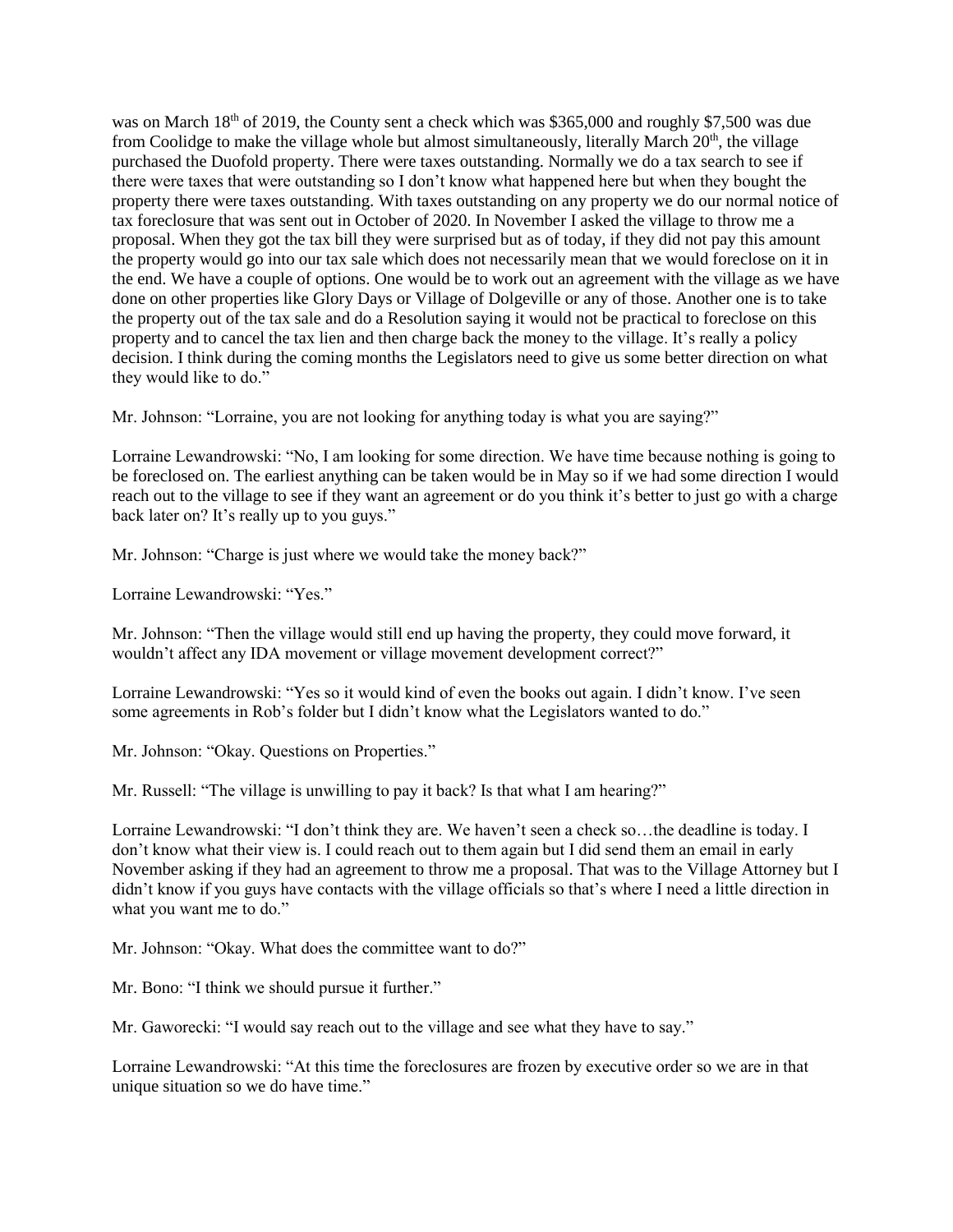was on March 18th of 2019, the County sent a check which was $365,000 and roughly $7,500 was due from Coolidge to make the village whole but almost simultaneously, literally March 20th, the village purchased the Duofold property. There were taxes outstanding. Normally we do a tax search to see if there were taxes that were outstanding so I don't know what happened here but when they bought the property there were taxes outstanding. With taxes outstanding on any property we do our normal notice of tax foreclosure that was sent out in October of 2020. In November I asked the village to throw me a proposal. When they got the tax bill they were surprised but as of today, if they did not pay this amount the property would go into our tax sale which does not necessarily mean that we would foreclose on it in the end. We have a couple of options. One would be to work out an agreement with the village as we have done on other properties like Glory Days or Village of Dolgeville or any of those. Another one is to take the property out of the tax sale and do a Resolution saying it would not be practical to foreclose on this property and to cancel the tax lien and then charge back the money to the village. It's really a policy decision. I think during the coming months the Legislators need to give us some better direction on what they would like to do."

Mr. Johnson: "Lorraine, you are not looking for anything today is what you are saying?"

Lorraine Lewandrowski: "No, I am looking for some direction. We have time because nothing is going to be foreclosed on. The earliest anything can be taken would be in May so if we had some direction I would reach out to the village to see if they want an agreement or do you think it's better to just go with a charge back later on? It's really up to you guys."

Mr. Johnson: "Charge is just where we would take the money back?"

Lorraine Lewandrowski: "Yes."

Mr. Johnson: "Then the village would still end up having the property, they could move forward, it wouldn't affect any IDA movement or village movement development correct?"

Lorraine Lewandrowski: "Yes so it would kind of even the books out again. I didn't know. I've seen some agreements in Rob's folder but I didn't know what the Legislators wanted to do."

Mr. Johnson: "Okay. Questions on Properties."

Mr. Russell: "The village is unwilling to pay it back? Is that what I am hearing?"

Lorraine Lewandrowski: "I don't think they are. We haven't seen a check so…the deadline is today. I don't know what their view is. I could reach out to them again but I did send them an email in early November asking if they had an agreement to throw me a proposal. That was to the Village Attorney but I didn't know if you guys have contacts with the village officials so that's where I need a little direction in what you want me to do."

Mr. Johnson: "Okay. What does the committee want to do?"

Mr. Bono: "I think we should pursue it further."

Mr. Gaworecki: "I would say reach out to the village and see what they have to say."

Lorraine Lewandrowski: "At this time the foreclosures are frozen by executive order so we are in that unique situation so we do have time."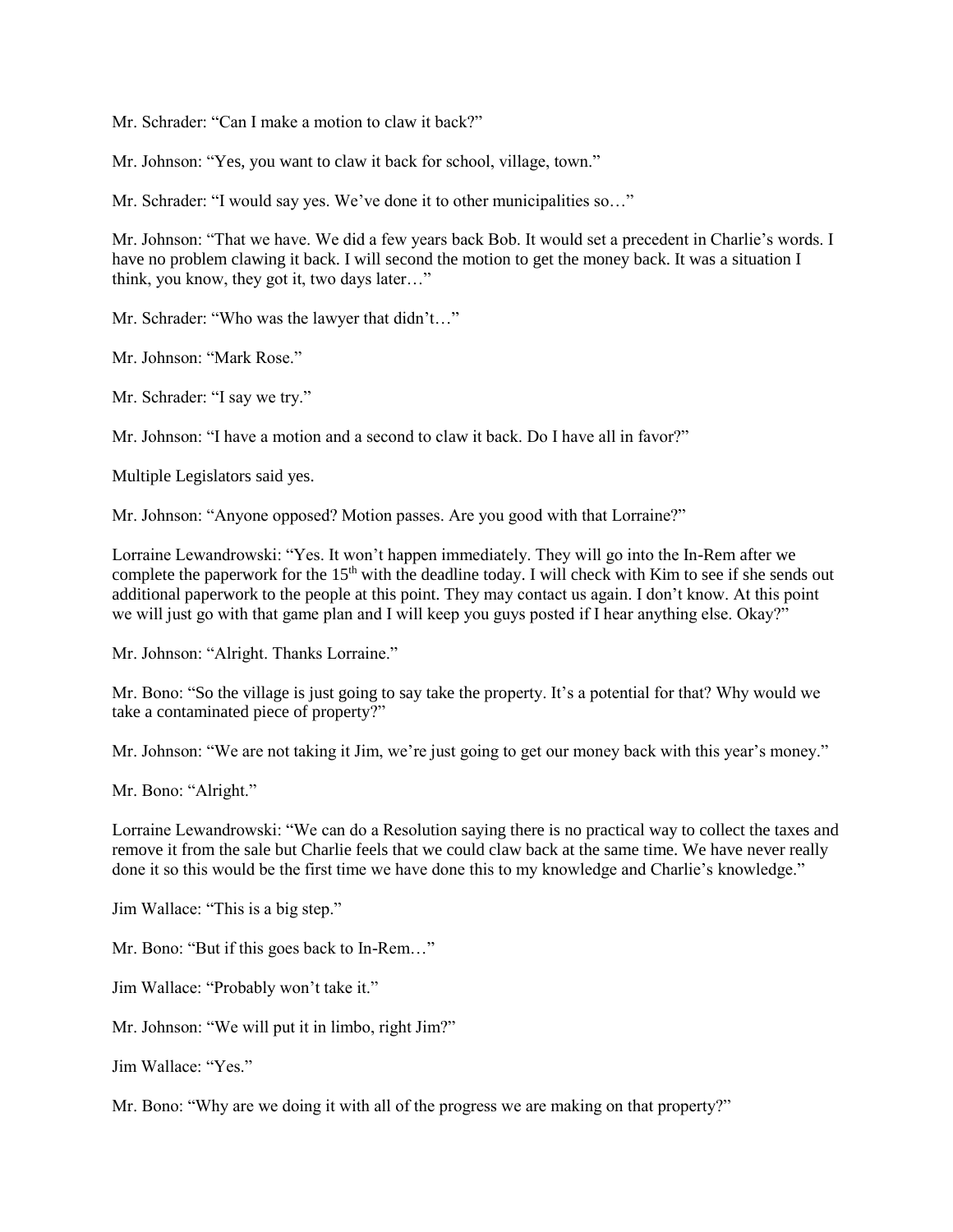Mr. Schrader: "Can I make a motion to claw it back?"

Mr. Johnson: "Yes, you want to claw it back for school, village, town."

Mr. Schrader: "I would say yes. We've done it to other municipalities so…"

Mr. Johnson: "That we have. We did a few years back Bob. It would set a precedent in Charlie's words. I have no problem clawing it back. I will second the motion to get the money back. It was a situation I think, you know, they got it, two days later…"

Mr. Schrader: "Who was the lawyer that didn't…"

Mr. Johnson: "Mark Rose."

Mr. Schrader: "I say we try."

Mr. Johnson: "I have a motion and a second to claw it back. Do I have all in favor?"

Multiple Legislators said yes.

Mr. Johnson: "Anyone opposed? Motion passes. Are you good with that Lorraine?"

Lorraine Lewandrowski: "Yes. It won't happen immediately. They will go into the In-Rem after we complete the paperwork for the 15th with the deadline today. I will check with Kim to see if she sends out additional paperwork to the people at this point. They may contact us again. I don't know. At this point we will just go with that game plan and I will keep you guys posted if I hear anything else. Okay?"

Mr. Johnson: "Alright. Thanks Lorraine."

Mr. Bono: "So the village is just going to say take the property. It's a potential for that? Why would we take a contaminated piece of property?"

Mr. Johnson: "We are not taking it Jim, we're just going to get our money back with this year's money."

Mr. Bono: "Alright."

Lorraine Lewandrowski: "We can do a Resolution saying there is no practical way to collect the taxes and remove it from the sale but Charlie feels that we could claw back at the same time. We have never really done it so this would be the first time we have done this to my knowledge and Charlie's knowledge."

Jim Wallace: "This is a big step."

Mr. Bono: "But if this goes back to In-Rem…"

Jim Wallace: "Probably won't take it."

Mr. Johnson: "We will put it in limbo, right Jim?"

Jim Wallace: "Yes."

Mr. Bono: "Why are we doing it with all of the progress we are making on that property?"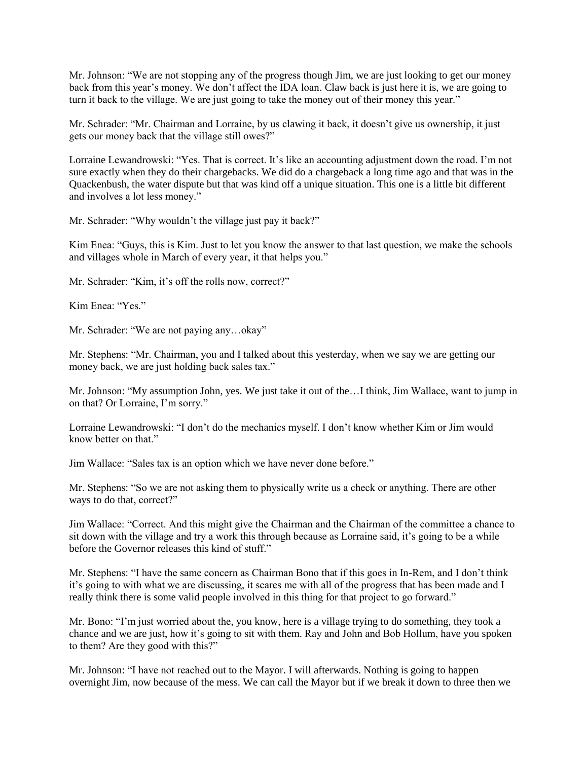Mr. Johnson: "We are not stopping any of the progress though Jim, we are just looking to get our money back from this year's money. We don't affect the IDA loan. Claw back is just here it is, we are going to turn it back to the village. We are just going to take the money out of their money this year."

Mr. Schrader: "Mr. Chairman and Lorraine, by us clawing it back, it doesn't give us ownership, it just gets our money back that the village still owes?"

Lorraine Lewandrowski: "Yes. That is correct. It's like an accounting adjustment down the road. I'm not sure exactly when they do their chargebacks. We did do a chargeback a long time ago and that was in the Quackenbush, the water dispute but that was kind off a unique situation. This one is a little bit different and involves a lot less money."

Mr. Schrader: "Why wouldn't the village just pay it back?"

Kim Enea: "Guys, this is Kim. Just to let you know the answer to that last question, we make the schools and villages whole in March of every year, it that helps you."

Mr. Schrader: "Kim, it's off the rolls now, correct?"

Kim Enea: "Yes."

Mr. Schrader: "We are not paying any…okay"

Mr. Stephens: "Mr. Chairman, you and I talked about this yesterday, when we say we are getting our money back, we are just holding back sales tax."

Mr. Johnson: "My assumption John, yes. We just take it out of the…I think, Jim Wallace, want to jump in on that? Or Lorraine, I'm sorry."

Lorraine Lewandrowski: "I don't do the mechanics myself. I don't know whether Kim or Jim would know better on that."

Jim Wallace: "Sales tax is an option which we have never done before."

Mr. Stephens: "So we are not asking them to physically write us a check or anything. There are other ways to do that, correct?"

Jim Wallace: "Correct. And this might give the Chairman and the Chairman of the committee a chance to sit down with the village and try a work this through because as Lorraine said, it's going to be a while before the Governor releases this kind of stuff."

Mr. Stephens: "I have the same concern as Chairman Bono that if this goes in In-Rem, and I don't think it's going to with what we are discussing, it scares me with all of the progress that has been made and I really think there is some valid people involved in this thing for that project to go forward."

Mr. Bono: "I'm just worried about the, you know, here is a village trying to do something, they took a chance and we are just, how it's going to sit with them. Ray and John and Bob Hollum, have you spoken to them? Are they good with this?"

Mr. Johnson: "I have not reached out to the Mayor. I will afterwards. Nothing is going to happen overnight Jim, now because of the mess. We can call the Mayor but if we break it down to three then we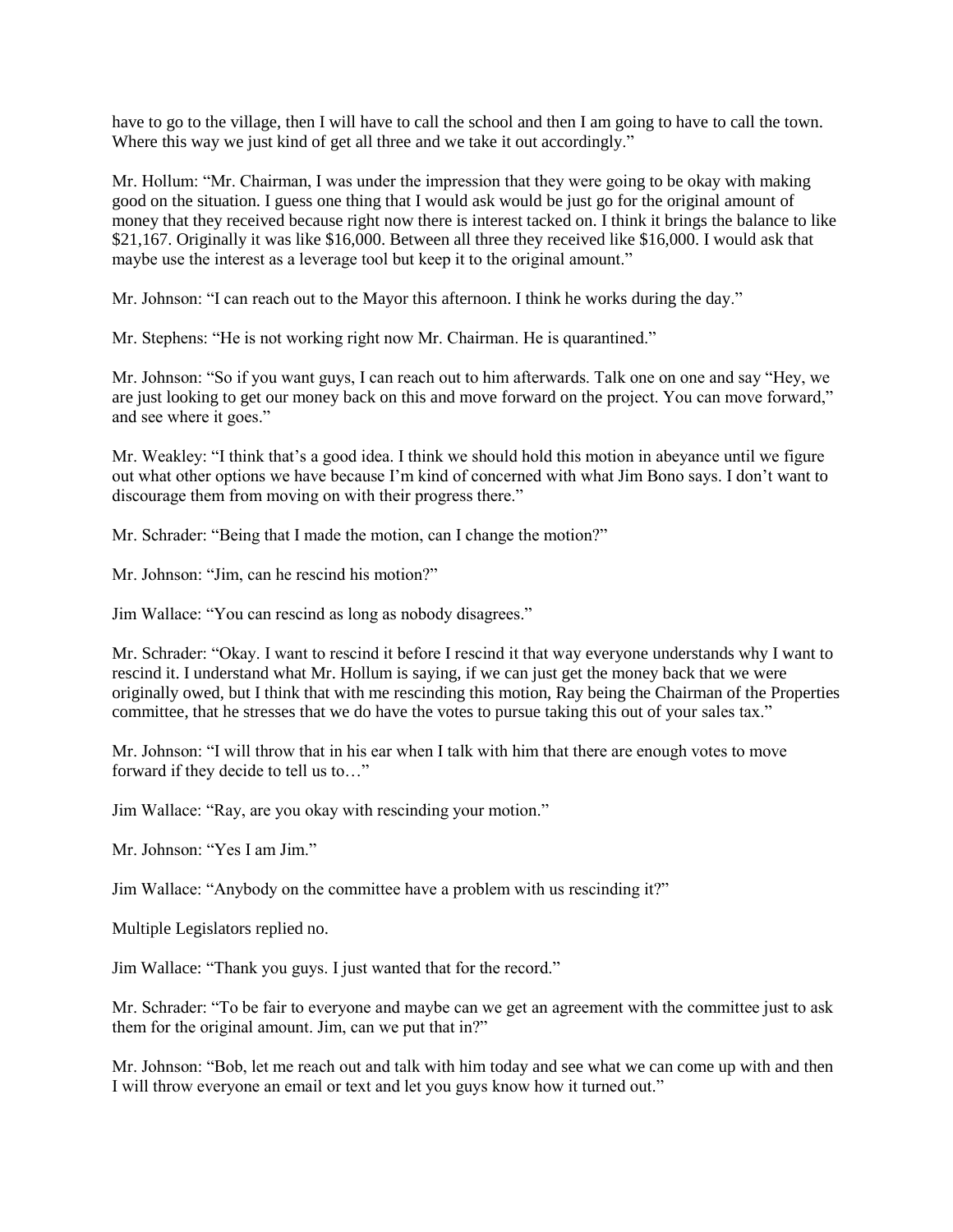have to go to the village, then I will have to call the school and then I am going to have to call the town. Where this way we just kind of get all three and we take it out accordingly."

Mr. Hollum: "Mr. Chairman, I was under the impression that they were going to be okay with making good on the situation. I guess one thing that I would ask would be just go for the original amount of money that they received because right now there is interest tacked on. I think it brings the balance to like $21,167. Originally it was like $16,000. Between all three they received like $16,000. I would ask that maybe use the interest as a leverage tool but keep it to the original amount."

Mr. Johnson: "I can reach out to the Mayor this afternoon. I think he works during the day."

Mr. Stephens: "He is not working right now Mr. Chairman. He is quarantined."

Mr. Johnson: "So if you want guys, I can reach out to him afterwards. Talk one on one and say "Hey, we are just looking to get our money back on this and move forward on the project. You can move forward," and see where it goes."

Mr. Weakley: "I think that's a good idea. I think we should hold this motion in abeyance until we figure out what other options we have because I'm kind of concerned with what Jim Bono says. I don't want to discourage them from moving on with their progress there."

Mr. Schrader: "Being that I made the motion, can I change the motion?"

Mr. Johnson: "Jim, can he rescind his motion?"

Jim Wallace: "You can rescind as long as nobody disagrees."

Mr. Schrader: "Okay. I want to rescind it before I rescind it that way everyone understands why I want to rescind it. I understand what Mr. Hollum is saying, if we can just get the money back that we were originally owed, but I think that with me rescinding this motion, Ray being the Chairman of the Properties committee, that he stresses that we do have the votes to pursue taking this out of your sales tax."

Mr. Johnson: "I will throw that in his ear when I talk with him that there are enough votes to move forward if they decide to tell us to…"

Jim Wallace: "Ray, are you okay with rescinding your motion."

Mr. Johnson: "Yes I am Jim."

Jim Wallace: "Anybody on the committee have a problem with us rescinding it?"

Multiple Legislators replied no.

Jim Wallace: "Thank you guys. I just wanted that for the record."

Mr. Schrader: "To be fair to everyone and maybe can we get an agreement with the committee just to ask them for the original amount. Jim, can we put that in?"

Mr. Johnson: "Bob, let me reach out and talk with him today and see what we can come up with and then I will throw everyone an email or text and let you guys know how it turned out."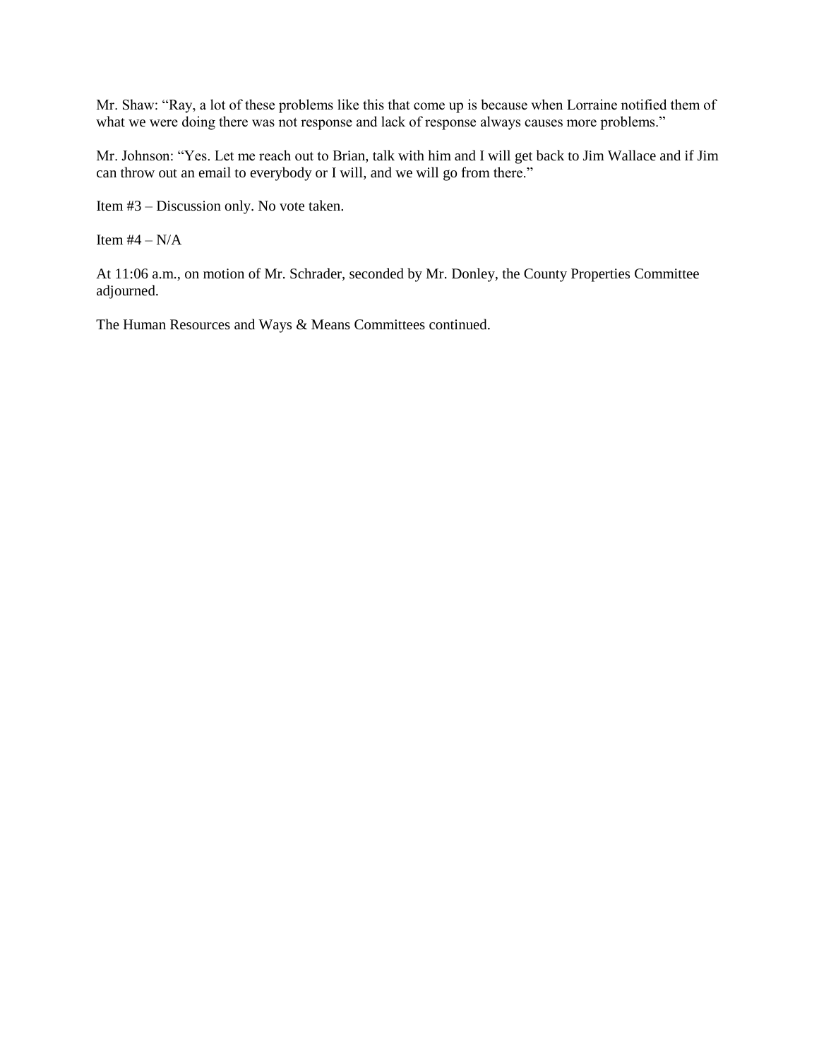Mr. Shaw: "Ray, a lot of these problems like this that come up is because when Lorraine notified them of what we were doing there was not response and lack of response always causes more problems."

Mr. Johnson: "Yes. Let me reach out to Brian, talk with him and I will get back to Jim Wallace and if Jim can throw out an email to everybody or I will, and we will go from there."

Item #3 – Discussion only. No vote taken.

Item #4 – N/A

At 11:06 a.m., on motion of Mr. Schrader, seconded by Mr. Donley, the County Properties Committee adjourned.

The Human Resources and Ways & Means Committees continued.